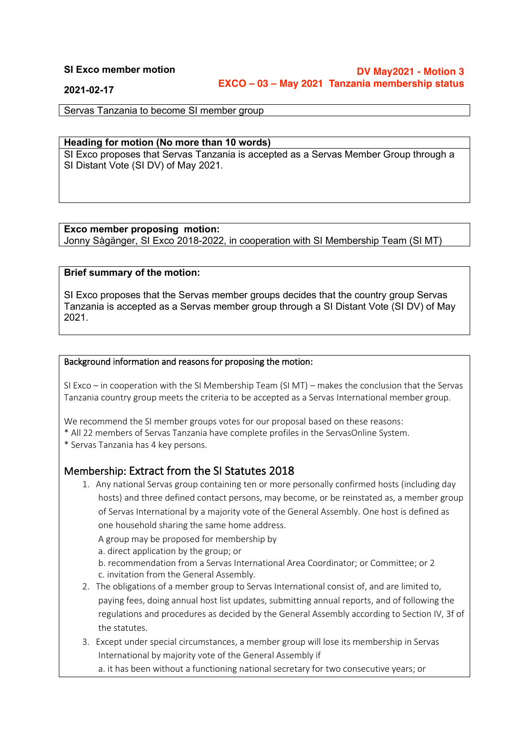**SI Exco member motion**

**2021-02-17**

**DV May2021 - Motion 3**
**EXCO – 03 – May 2021 Tanzania membership status**

Servas Tanzania to become SI member group

**Heading for motion (No more than 10 words)**

SI Exco proposes that Servas Tanzania is accepted as a Servas Member Group through a SI Distant Vote (SI DV) of May 2021.

**Exco member proposing motion:**

Jonny Sågänger, SI Exco 2018-2022, in cooperation with SI Membership Team (SI MT)

**Brief summary of the motion:**

SI Exco proposes that the Servas member groups decides that the country group Servas Tanzania is accepted as a Servas member group through a SI Distant Vote (SI DV) of May 2021.

Background information and reasons for proposing the motion:

SI Exco – in cooperation with the SI Membership Team (SI MT) – makes the conclusion that the Servas Tanzania country group meets the criteria to be accepted as a Servas International member group.

We recommend the SI member groups votes for our proposal based on these reasons:
* All 22 members of Servas Tanzania have complete profiles in the ServasOnline System.
* Servas Tanzania has 4 key persons.

## Membership: Extract from the SI Statutes 2018

1. Any national Servas group containing ten or more personally confirmed hosts (including day hosts) and three defined contact persons, may become, or be reinstated as, a member group of Servas International by a majority vote of the General Assembly. One host is defined as one household sharing the same home address.

   A group may be proposed for membership by
   a. direct application by the group; or
   b. recommendation from a Servas International Area Coordinator; or Committee; or 2
   c. invitation from the General Assembly.
2. The obligations of a member group to Servas International consist of, and are limited to, paying fees, doing annual host list updates, submitting annual reports, and of following the regulations and procedures as decided by the General Assembly according to Section IV, 3f of the statutes.
3. Except under special circumstances, a member group will lose its membership in Servas International by majority vote of the General Assembly if
   a. it has been without a functioning national secretary for two consecutive years; or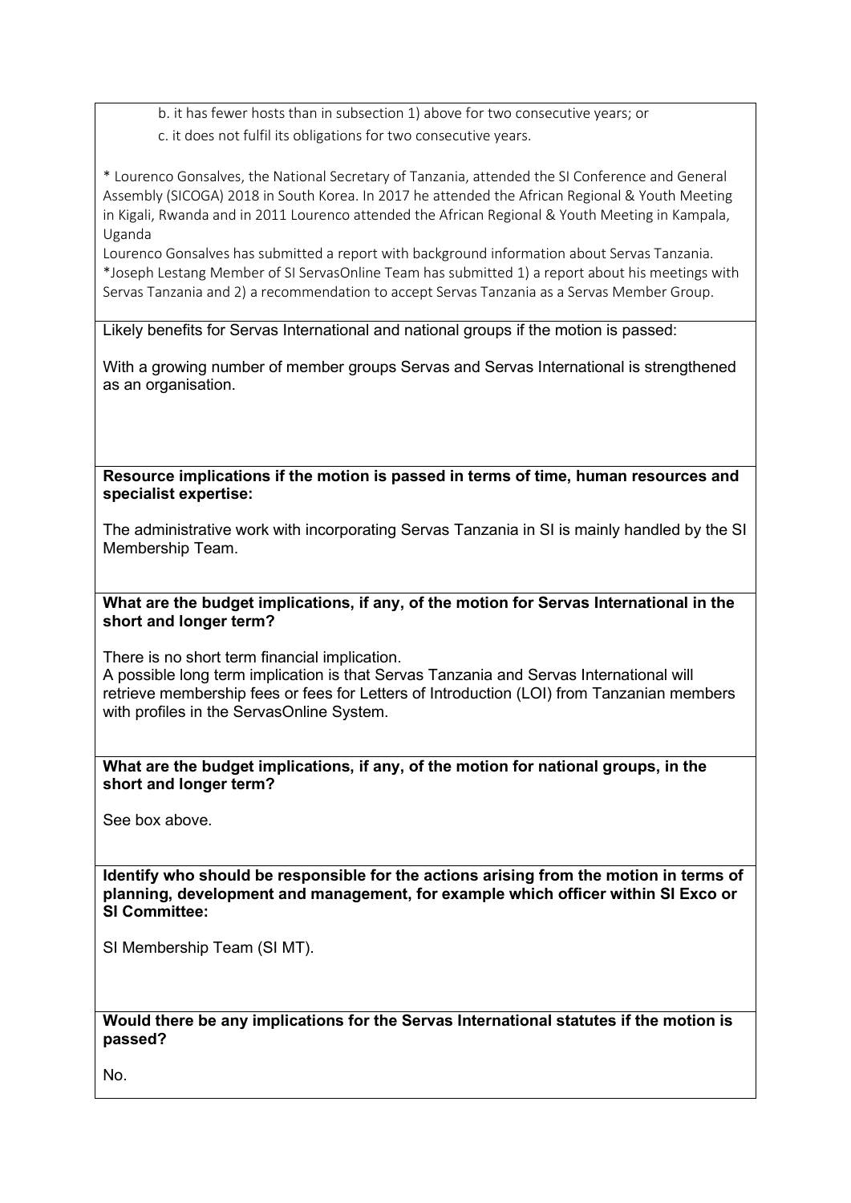b. it has fewer hosts than in subsection 1) above for two consecutive years; or

c. it does not fulfil its obligations for two consecutive years.

* Lourenco Gonsalves, the National Secretary of Tanzania, attended the SI Conference and General Assembly (SICOGA) 2018 in South Korea. In 2017 he attended the African Regional & Youth Meeting in Kigali, Rwanda and in 2011 Lourenco attended the African Regional & Youth Meeting in Kampala, Uganda

Lourenco Gonsalves has submitted a report with background information about Servas Tanzania.

*Joseph Lestang Member of SI ServasOnline Team has submitted 1) a report about his meetings with Servas Tanzania and 2) a recommendation to accept Servas Tanzania as a Servas Member Group.

Likely benefits for Servas International and national groups if the motion is passed:

With a growing number of member groups Servas and Servas International is strengthened as an organisation.

**Resource implications if the motion is passed in terms of time, human resources and specialist expertise:**

The administrative work with incorporating Servas Tanzania in SI is mainly handled by the SI Membership Team.

**What are the budget implications, if any, of the motion for Servas International in the short and longer term?**

There is no short term financial implication.

A possible long term implication is that Servas Tanzania and Servas International will retrieve membership fees or fees for Letters of Introduction (LOI) from Tanzanian members with profiles in the ServasOnline System.

**What are the budget implications, if any, of the motion for national groups, in the short and longer term?**

See box above.

**Identify who should be responsible for the actions arising from the motion in terms of planning, development and management, for example which officer within SI Exco or SI Committee:**

SI Membership Team (SI MT).

**Would there be any implications for the Servas International statutes if the motion is passed?**

No.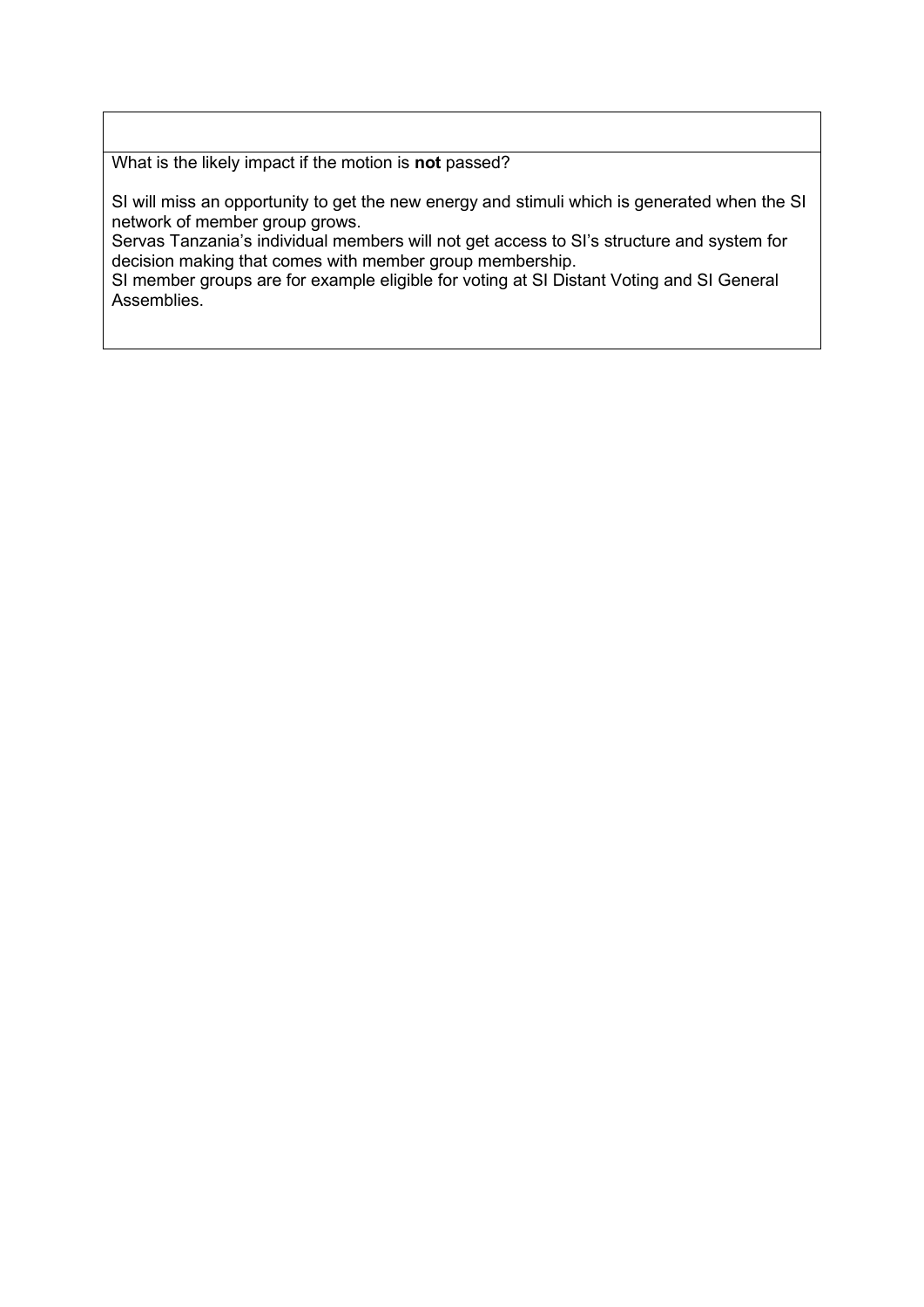What is the likely impact if the motion is **not** passed?

SI will miss an opportunity to get the new energy and stimuli which is generated when the SI network of member group grows.
Servas Tanzania's individual members will not get access to SI's structure and system for decision making that comes with member group membership.
SI member groups are for example eligible for voting at SI Distant Voting and SI General Assemblies.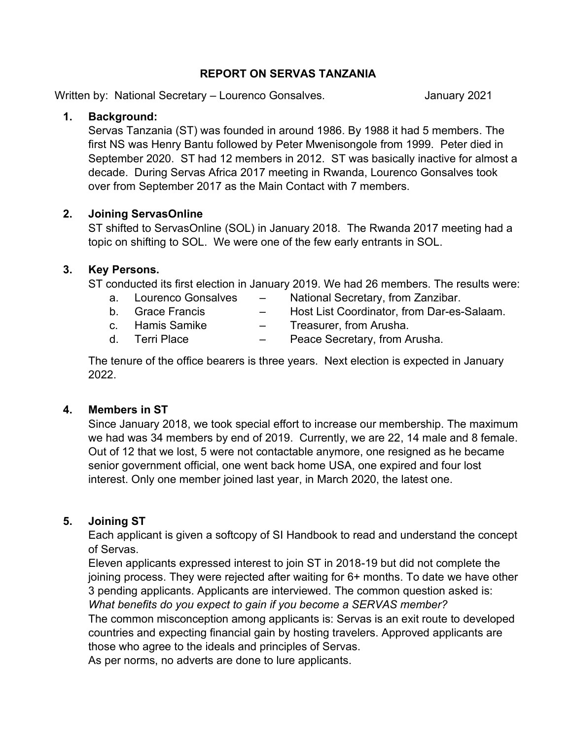# REPORT ON SERVAS TANZANIA

Written by: National Secretary – Lourenco Gonsalves. January 2021

1. **Background:**
   Servas Tanzania (ST) was founded in around 1986. By 1988 it had 5 members. The first NS was Henry Bantu followed by Peter Mwenisongole from 1999. Peter died in September 2020. ST had 12 members in 2012. ST was basically inactive for almost a decade. During Servas Africa 2017 meeting in Rwanda, Lourenco Gonsalves took over from September 2017 as the Main Contact with 7 members.

2. **Joining ServasOnline**
   ST shifted to ServasOnline (SOL) in January 2018. The Rwanda 2017 meeting had a topic on shifting to SOL. We were one of the few early entrants in SOL.

3. **Key Persons.**
   ST conducted its first election in January 2019. We had 26 members. The results were:
   a. Lourenco Gonsalves – National Secretary, from Zanzibar.
   b. Grace Francis – Host List Coordinator, from Dar-es-Salaam.
   c. Hamis Samike – Treasurer, from Arusha.
   d. Terri Place – Peace Secretary, from Arusha.

   The tenure of the office bearers is three years. Next election is expected in January 2022.

4. **Members in ST**
   Since January 2018, we took special effort to increase our membership. The maximum we had was 34 members by end of 2019. Currently, we are 22, 14 male and 8 female. Out of 12 that we lost, 5 were not contactable anymore, one resigned as he became senior government official, one went back home USA, one expired and four lost interest. Only one member joined last year, in March 2020, the latest one.

5. **Joining ST**
   Each applicant is given a softcopy of SI Handbook to read and understand the concept of Servas.
   Eleven applicants expressed interest to join ST in 2018-19 but did not complete the joining process. They were rejected after waiting for 6+ months. To date we have other 3 pending applicants. Applicants are interviewed. The common question asked is:
   *What benefits do you expect to gain if you become a SERVAS member?*
   The common misconception among applicants is: Servas is an exit route to developed countries and expecting financial gain by hosting travelers. Approved applicants are those who agree to the ideals and principles of Servas.
   As per norms, no adverts are done to lure applicants.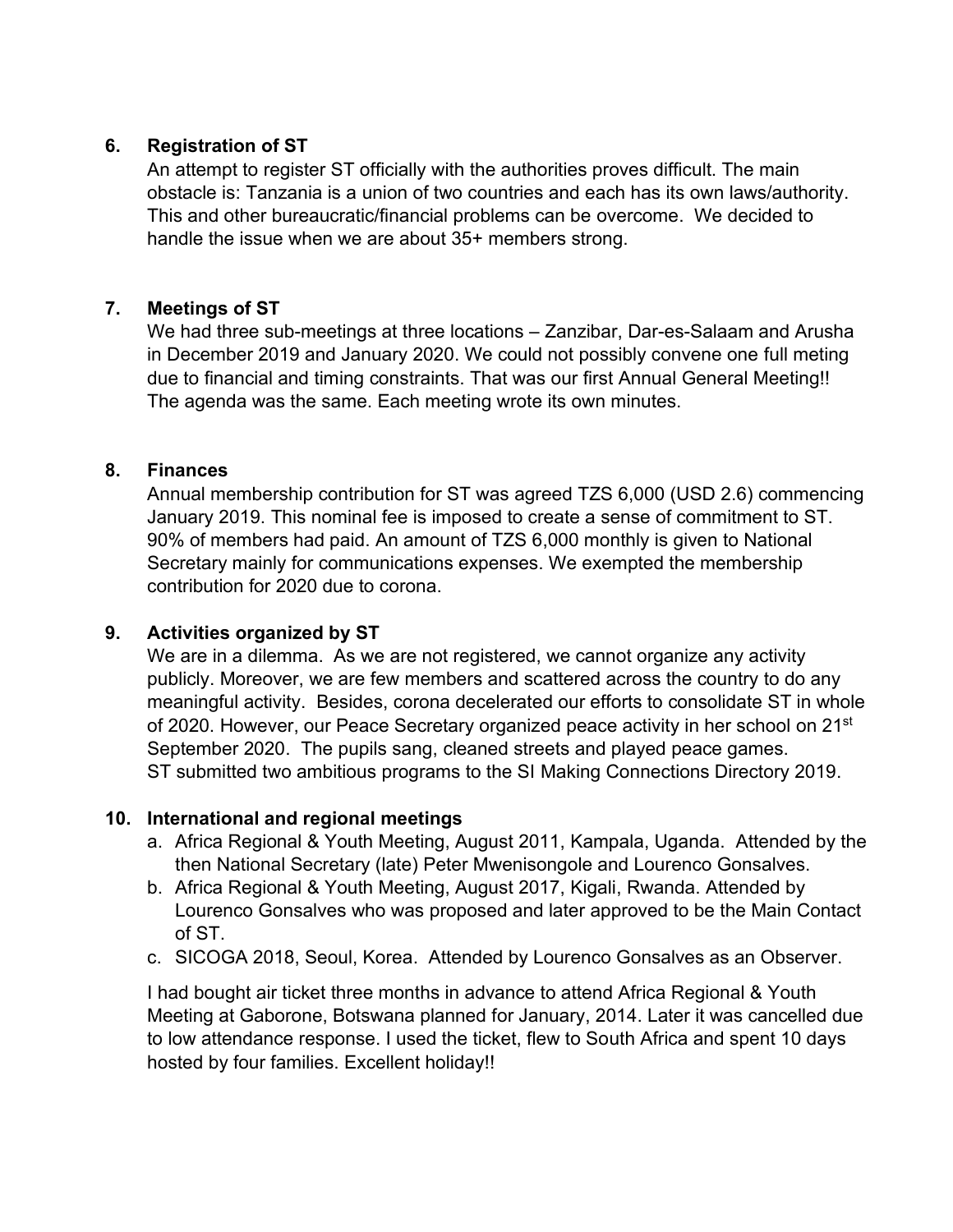## 6. Registration of ST

An attempt to register ST officially with the authorities proves difficult. The main obstacle is: Tanzania is a union of two countries and each has its own laws/authority. This and other bureaucratic/financial problems can be overcome. We decided to handle the issue when we are about 35+ members strong.

## 7. Meetings of ST

We had three sub-meetings at three locations – Zanzibar, Dar-es-Salaam and Arusha in December 2019 and January 2020. We could not possibly convene one full meting due to financial and timing constraints. That was our first Annual General Meeting!! The agenda was the same. Each meeting wrote its own minutes.

## 8. Finances

Annual membership contribution for ST was agreed TZS 6,000 (USD 2.6) commencing January 2019. This nominal fee is imposed to create a sense of commitment to ST. 90% of members had paid. An amount of TZS 6,000 monthly is given to National Secretary mainly for communications expenses. We exempted the membership contribution for 2020 due to corona.

## 9. Activities organized by ST

We are in a dilemma. As we are not registered, we cannot organize any activity publicly. Moreover, we are few members and scattered across the country to do any meaningful activity. Besides, corona decelerated our efforts to consolidate ST in whole of 2020. However, our Peace Secretary organized peace activity in her school on 21st September 2020. The pupils sang, cleaned streets and played peace games. ST submitted two ambitious programs to the SI Making Connections Directory 2019.

## 10. International and regional meetings

a. Africa Regional & Youth Meeting, August 2011, Kampala, Uganda. Attended by the then National Secretary (late) Peter Mwenisongole and Lourenco Gonsalves.
b. Africa Regional & Youth Meeting, August 2017, Kigali, Rwanda. Attended by Lourenco Gonsalves who was proposed and later approved to be the Main Contact of ST.
c. SICOGA 2018, Seoul, Korea. Attended by Lourenco Gonsalves as an Observer.

I had bought air ticket three months in advance to attend Africa Regional & Youth Meeting at Gaborone, Botswana planned for January, 2014. Later it was cancelled due to low attendance response. I used the ticket, flew to South Africa and spent 10 days hosted by four families. Excellent holiday!!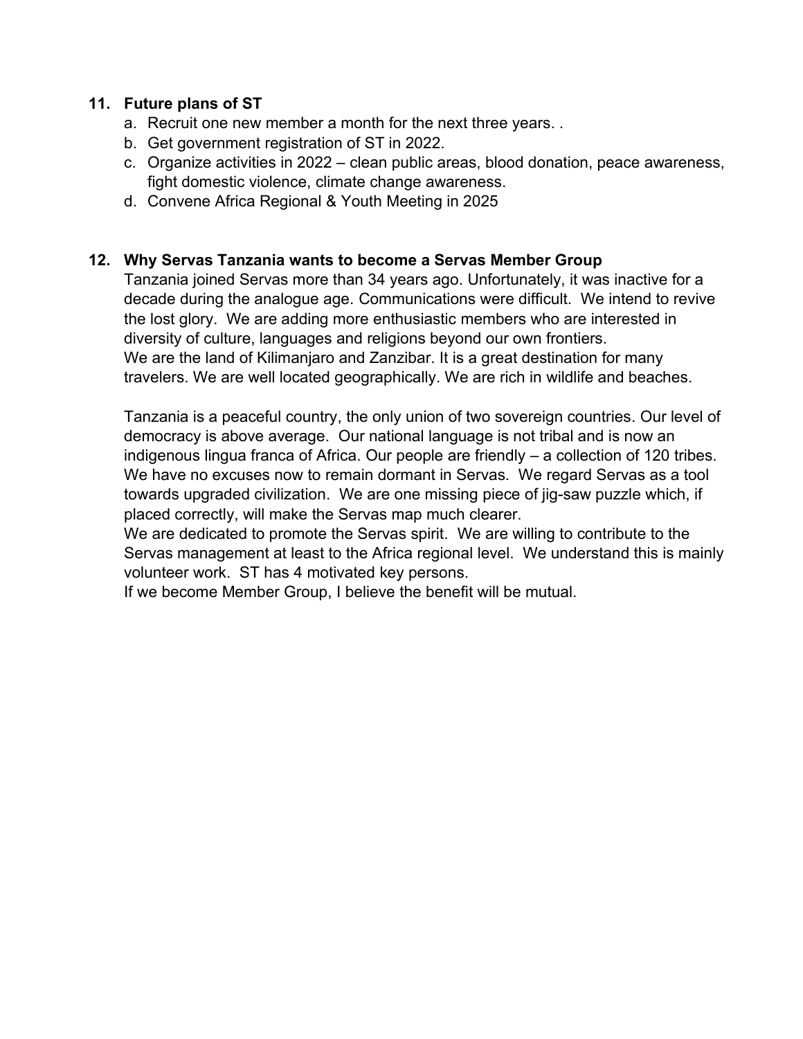**11. Future plans of ST**

a. Recruit one new member a month for the next three years. .
b. Get government registration of ST in 2022.
c. Organize activities in 2022 – clean public areas, blood donation, peace awareness, fight domestic violence, climate change awareness.
d. Convene Africa Regional & Youth Meeting in 2025

**12. Why Servas Tanzania wants to become a Servas Member Group**

Tanzania joined Servas more than 34 years ago. Unfortunately, it was inactive for a decade during the analogue age. Communications were difficult. We intend to revive the lost glory. We are adding more enthusiastic members who are interested in diversity of culture, languages and religions beyond our own frontiers.
We are the land of Kilimanjaro and Zanzibar. It is a great destination for many travelers. We are well located geographically. We are rich in wildlife and beaches.

Tanzania is a peaceful country, the only union of two sovereign countries. Our level of democracy is above average. Our national language is not tribal and is now an indigenous lingua franca of Africa. Our people are friendly – a collection of 120 tribes. We have no excuses now to remain dormant in Servas. We regard Servas as a tool towards upgraded civilization. We are one missing piece of jig-saw puzzle which, if placed correctly, will make the Servas map much clearer.
We are dedicated to promote the Servas spirit. We are willing to contribute to the Servas management at least to the Africa regional level. We understand this is mainly volunteer work. ST has 4 motivated key persons.
If we become Member Group, I believe the benefit will be mutual.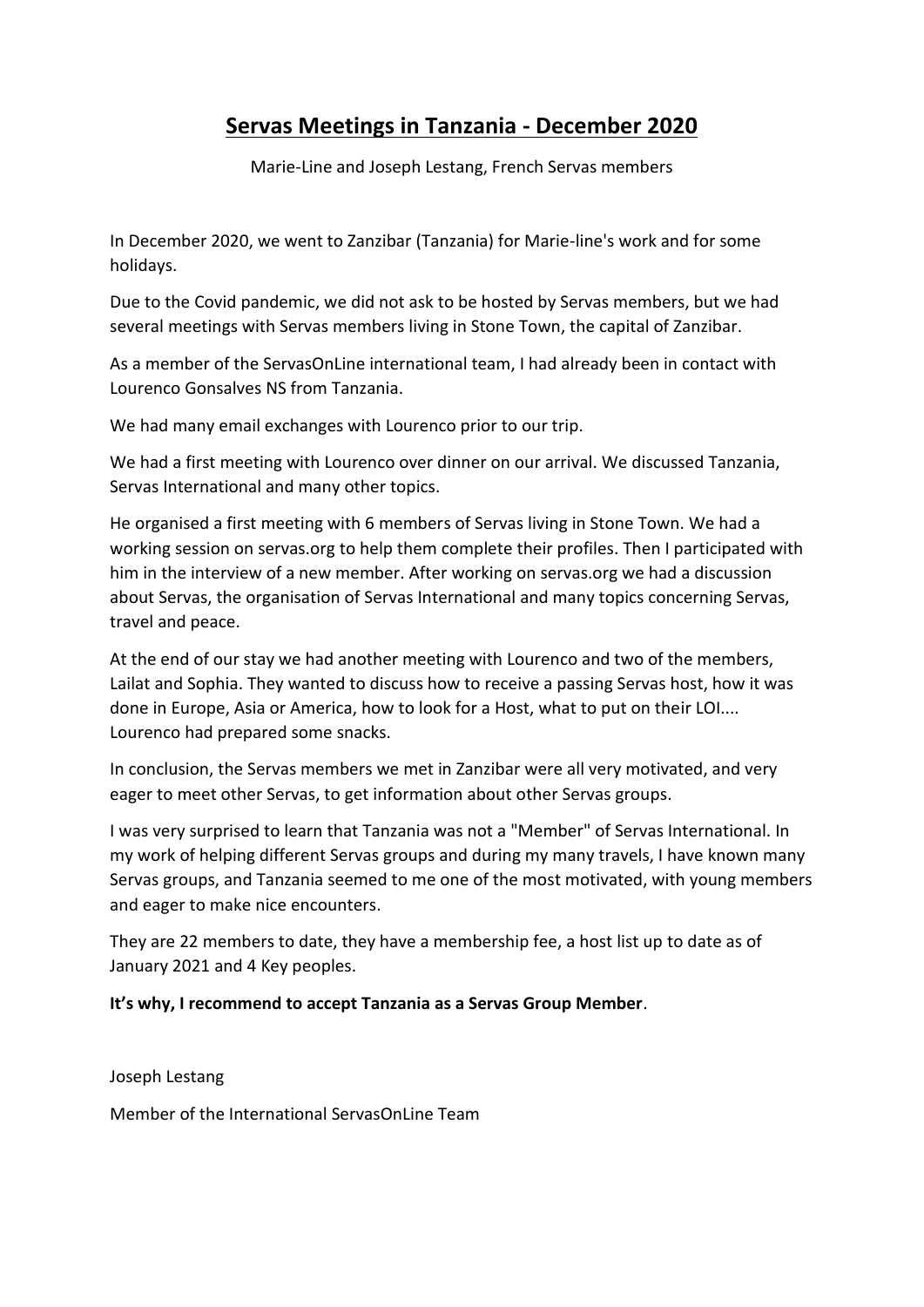# Servas Meetings in Tanzania - December 2020

Marie-Line and Joseph Lestang, French Servas members

In December 2020, we went to Zanzibar (Tanzania) for Marie-line's work and for some holidays.

Due to the Covid pandemic, we did not ask to be hosted by Servas members, but we had several meetings with Servas members living in Stone Town, the capital of Zanzibar.

As a member of the ServasOnLine international team, I had already been in contact with Lourenco Gonsalves NS from Tanzania.

We had many email exchanges with Lourenco prior to our trip.

We had a first meeting with Lourenco over dinner on our arrival. We discussed Tanzania, Servas International and many other topics.

He organised a first meeting with 6 members of Servas living in Stone Town. We had a working session on servas.org to help them complete their profiles. Then I participated with him in the interview of a new member. After working on servas.org we had a discussion about Servas, the organisation of Servas International and many topics concerning Servas, travel and peace.

At the end of our stay we had another meeting with Lourenco and two of the members, Lailat and Sophia. They wanted to discuss how to receive a passing Servas host, how it was done in Europe, Asia or America, how to look for a Host, what to put on their LOI.... Lourenco had prepared some snacks.

In conclusion, the Servas members we met in Zanzibar were all very motivated, and very eager to meet other Servas, to get information about other Servas groups.

I was very surprised to learn that Tanzania was not a "Member" of Servas International. In my work of helping different Servas groups and during my many travels, I have known many Servas groups, and Tanzania seemed to me one of the most motivated, with young members and eager to make nice encounters.

They are 22 members to date, they have a membership fee, a host list up to date as of January 2021 and 4 Key peoples.

**It's why, I recommend to accept Tanzania as a Servas Group Member**.

Joseph Lestang

Member of the International ServasOnLine Team